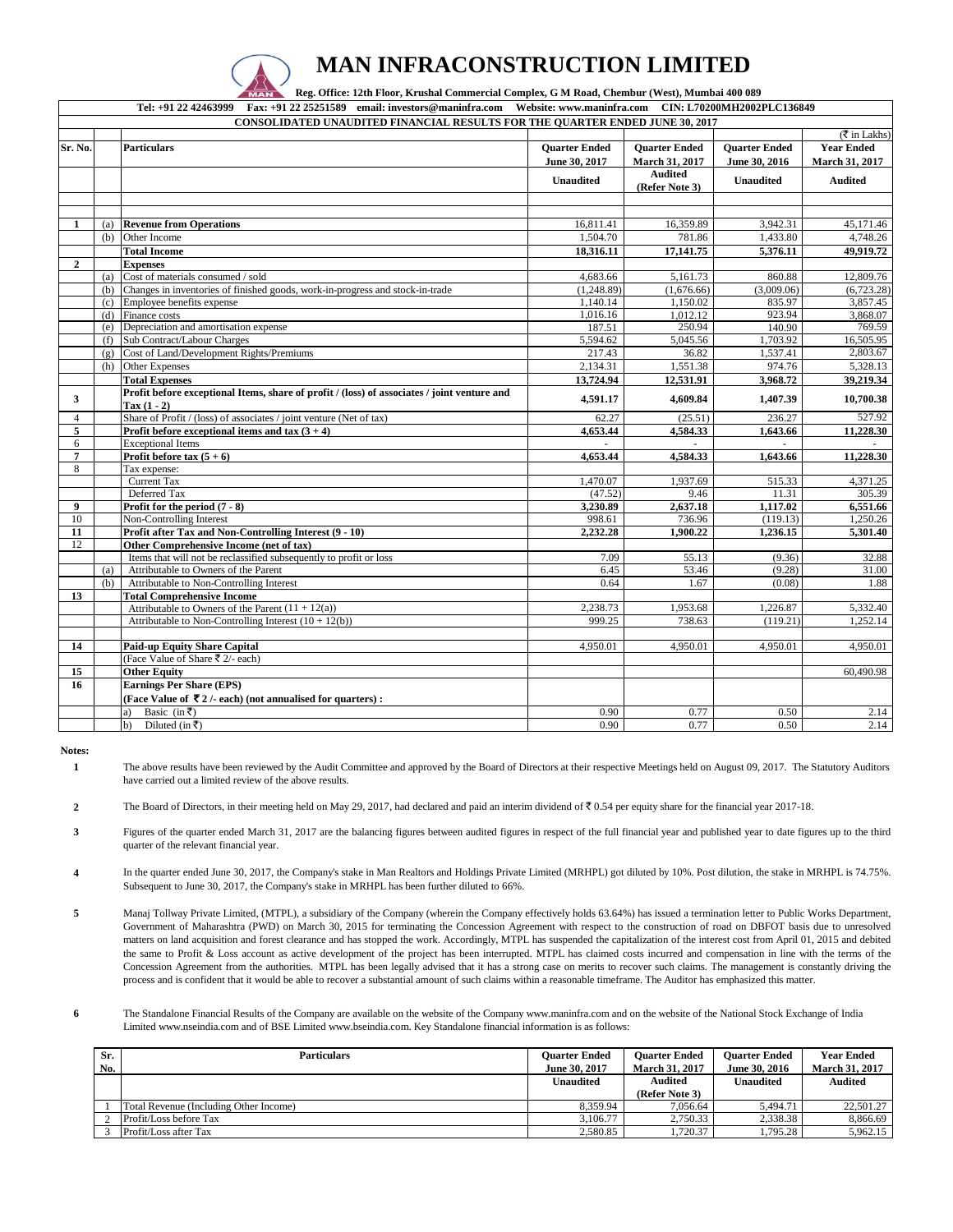# MAN INFRACONSTRUCTION LIMITED

**Reg. Office: 12th Floor, Krushal Commercial Complex, G M Road, Chembur (West), Mumbai 400 089**

**Tel: +91 22 42463999 Fax: +91 22 25251589 email: investors@maninfra.com Website: www.maninfra.com CIN: L70200MH2002PLC136849**

**CONSOLIDATED UNAUDITED FINANCIAL RESULTS FOR THE QUARTER ENDED JUNE 30, 2017**

(₹ in Lakhs)

| Sr. No. | | Particulars | Quarter Ended June 30, 2017 | Quarter Ended March 31, 2017 | Quarter Ended June 30, 2016 | Year Ended March 31, 2017 |
|---|---|---|---|---|---|---|
| | | | Unaudited | Audited (Refer Note 3) | Unaudited | Audited |
| 1 | (a) | **Revenue from Operations** | 16,811.41 | 16,359.89 | 3,942.31 | 45,171.46 |
| | (b) | Other Income | 1,504.70 | 781.86 | 1,433.80 | 4,748.26 |
| | | **Total Income** | **18,316.11** | **17,141.75** | **5,376.11** | **49,919.72** |
| 2 | | **Expenses** | | | | |
| | (a) | Cost of materials consumed / sold | 4,683.66 | 5,161.73 | 860.88 | 12,809.76 |
| | (b) | Changes in inventories of finished goods, work-in-progress and stock-in-trade | (1,248.89) | (1,676.66) | (3,009.06) | (6,723.28) |
| | (c) | Employee benefits expense | 1,140.14 | 1,150.02 | 835.97 | 3,857.45 |
| | (d) | Finance costs | 1,016.16 | 1,012.12 | 923.94 | 3,868.07 |
| | (e) | Depreciation and amortisation expense | 187.51 | 250.94 | 140.90 | 769.59 |
| | (f) | Sub Contract/Labour Charges | 5,594.62 | 5,045.56 | 1,703.92 | 16,505.95 |
| | (g) | Cost of Land/Development Rights/Premiums | 217.43 | 36.82 | 1,537.41 | 2,803.67 |
| | (h) | Other Expenses | 2,134.31 | 1,551.38 | 974.76 | 5,328.13 |
| | | **Total Expenses** | **13,724.94** | **12,531.91** | **3,968.72** | **39,219.34** |
| 3 | | **Profit before exceptional Items, share of profit / (loss) of associates / joint venture and Tax (1 - 2)** | **4,591.17** | **4,609.84** | **1,407.39** | **10,700.38** |
| 4 | | Share of Profit / (loss) of associates / joint venture (Net of tax) | 62.27 | (25.51) | 236.27 | 527.92 |
| 5 | | **Profit before exceptional items and tax (3 + 4)** | **4,653.44** | **4,584.33** | **1,643.66** | **11,228.30** |
| 6 | | Exceptional Items | - | - | - | - |
| 7 | | **Profit before tax (5 + 6)** | **4,653.44** | **4,584.33** | **1,643.66** | **11,228.30** |
| 8 | | Tax expense: | | | | |
| | | Current Tax | 1,470.07 | 1,937.69 | 515.33 | 4,371.25 |
| | | Deferred Tax | (47.52) | 9.46 | 11.31 | 305.39 |
| 9 | | **Profit for the period (7 - 8)** | **3,230.89** | **2,637.18** | **1,117.02** | **6,551.66** |
| 10 | | Non-Controlling Interest | 998.61 | 736.96 | (119.13) | 1,250.26 |
| 11 | | **Profit after Tax and Non-Controlling Interest (9 - 10)** | **2,232.28** | **1,900.22** | **1,236.15** | **5,301.40** |
| 12 | | **Other Comprehensive Income (net of tax)** | | | | |
| | | Items that will not be reclassified subsequently to profit or loss | 7.09 | 55.13 | (9.36) | 32.88 |
| | (a) | Attributable to Owners of the Parent | 6.45 | 53.46 | (9.28) | 31.00 |
| | (b) | Attributable to Non-Controlling Interest | 0.64 | 1.67 | (0.08) | 1.88 |
| 13 | | **Total Comprehensive Income** | | | | |
| | | Attributable to Owners of the Parent (11 + 12(a)) | 2,238.73 | 1,953.68 | 1,226.87 | 5,332.40 |
| | | Attributable to Non-Controlling Interest (10 + 12(b)) | 999.25 | 738.63 | (119.21) | 1,252.14 |
| 14 | | **Paid-up Equity Share Capital** | 4,950.01 | 4,950.01 | 4,950.01 | 4,950.01 |
| | | (Face Value of Share ₹ 2/- each) | | | | |
| 15 | | **Other Equity** | | | | 60,490.98 |
| 16 | | **Earnings Per Share (EPS)** | | | | |
| | | **(Face Value of ₹ 2 /- each) (not annualised for quarters) :** | | | | |
| | | a) Basic (in ₹) | 0.90 | 0.77 | 0.50 | 2.14 |
| | | b) Diluted (in ₹) | 0.90 | 0.77 | 0.50 | 2.14 |

**Notes:**

1. The above results have been reviewed by the Audit Committee and approved by the Board of Directors at their respective Meetings held on August 09, 2017. The Statutory Auditors have carried out a limited review of the above results.

2. The Board of Directors, in their meeting held on May 29, 2017, had declared and paid an interim dividend of ₹ 0.54 per equity share for the financial year 2017-18.

3. Figures of the quarter ended March 31, 2017 are the balancing figures between audited figures in respect of the full financial year and published year to date figures up to the third quarter of the relevant financial year.

4. In the quarter ended June 30, 2017, the Company's stake in Man Realtors and Holdings Private Limited (MRHPL) got diluted by 10%. Post dilution, the stake in MRHPL is 74.75%. Subsequent to June 30, 2017, the Company's stake in MRHPL has been further diluted to 66%.

5. Manaj Tollway Private Limited, (MTPL), a subsidiary of the Company (wherein the Company effectively holds 63.64%) has issued a termination letter to Public Works Department, Government of Maharashtra (PWD) on March 30, 2015 for terminating the Concession Agreement with respect to the construction of road on DBFOT basis due to unresolved matters on land acquisition and forest clearance and has stopped the work. Accordingly, MTPL has suspended the capitalization of the interest cost from April 01, 2015 and debited the same to Profit & Loss account as active development of the project has been interrupted. MTPL has claimed costs incurred and compensation in line with the terms of the Concession Agreement from the authorities. MTPL has been legally advised that it has a strong case on merits to recover such claims. The management is constantly driving the process and is confident that it would be able to recover a substantial amount of such claims within a reasonable timeframe. The Auditor has emphasized this matter.

6. The Standalone Financial Results of the Company are available on the website of the Company www.maninfra.com and on the website of the National Stock Exchange of India Limited www.nseindia.com and of BSE Limited www.bseindia.com. Key Standalone financial information is as follows:

| Sr. No. | Particulars | Quarter Ended June 30, 2017 | Quarter Ended March 31, 2017 | Quarter Ended June 30, 2016 | Year Ended March 31, 2017 |
|---|---|---|---|---|---|
| | | Unaudited | Audited (Refer Note 3) | Unaudited | Audited |
| 1 | Total Revenue (Including Other Income) | 8,359.94 | 7,056.64 | 5,494.71 | 22,501.27 |
| 2 | Profit/Loss before Tax | 3,106.77 | 2,750.33 | 2,338.38 | 8,866.69 |
| 3 | Profit/Loss after Tax | 2,580.85 | 1,720.37 | 1,795.28 | 5,962.15 |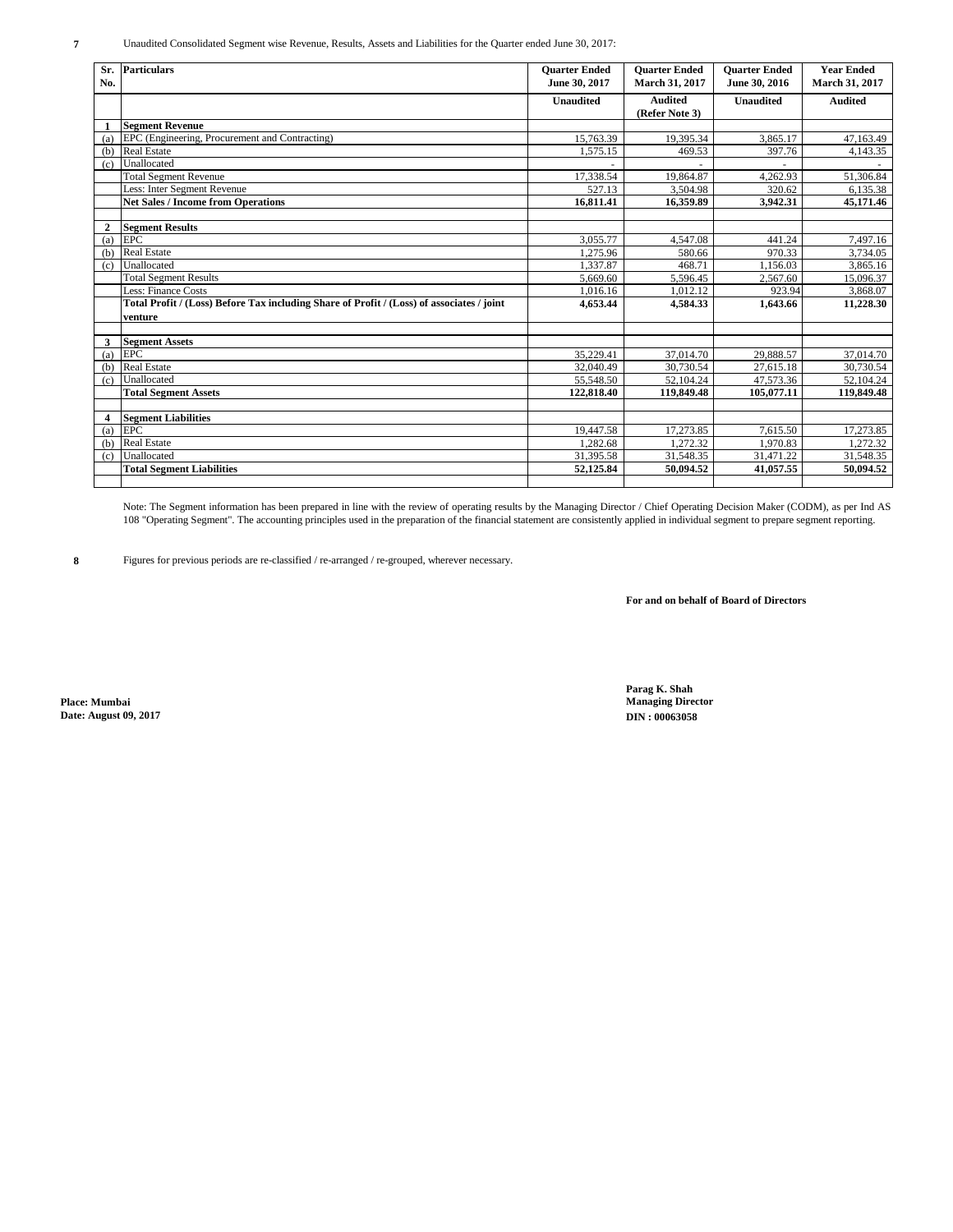**7** Unaudited Consolidated Segment wise Revenue, Results, Assets and Liabilities for the Quarter ended June 30, 2017:

| Sr. No. | Particulars | Quarter Ended June 30, 2017 | Quarter Ended March 31, 2017 | Quarter Ended June 30, 2016 | Year Ended March 31, 2017 |
|---|---|---|---|---|---|
| | | **Unaudited** | **Audited (Refer Note 3)** | **Unaudited** | **Audited** |
| **1** | **Segment Revenue** | | | | |
| (a) | EPC (Engineering, Procurement and Contracting) | 15,763.39 | 19,395.34 | 3,865.17 | 47,163.49 |
| (b) | Real Estate | 1,575.15 | 469.53 | 397.76 | 4,143.35 |
| (c) | Unallocated | - | - | - | - |
| | Total Segment Revenue | 17,338.54 | 19,864.87 | 4,262.93 | 51,306.84 |
| | Less: Inter Segment Revenue | 527.13 | 3,504.98 | 320.62 | 6,135.38 |
| | **Net Sales / Income from Operations** | **16,811.41** | **16,359.89** | **3,942.31** | **45,171.46** |
| | | | | | |
| **2** | **Segment Results** | | | | |
| (a) | EPC | 3,055.77 | 4,547.08 | 441.24 | 7,497.16 |
| (b) | Real Estate | 1,275.96 | 580.66 | 970.33 | 3,734.05 |
| (c) | Unallocated | 1,337.87 | 468.71 | 1,156.03 | 3,865.16 |
| | Total Segment Results | 5,669.60 | 5,596.45 | 2,567.60 | 15,096.37 |
| | Less: Finance Costs | 1,016.16 | 1,012.12 | 923.94 | 3,868.07 |
| | **Total Profit / (Loss) Before Tax including Share of Profit / (Loss) of associates / joint venture** | **4,653.44** | **4,584.33** | **1,643.66** | **11,228.30** |
| | | | | | |
| **3** | **Segment Assets** | | | | |
| (a) | EPC | 35,229.41 | 37,014.70 | 29,888.57 | 37,014.70 |
| (b) | Real Estate | 32,040.49 | 30,730.54 | 27,615.18 | 30,730.54 |
| (c) | Unallocated | 55,548.50 | 52,104.24 | 47,573.36 | 52,104.24 |
| | **Total Segment Assets** | **122,818.40** | **119,849.48** | **105,077.11** | **119,849.48** |
| | | | | | |
| **4** | **Segment Liabilities** | | | | |
| (a) | EPC | 19,447.58 | 17,273.85 | 7,615.50 | 17,273.85 |
| (b) | Real Estate | 1,282.68 | 1,272.32 | 1,970.83 | 1,272.32 |
| (c) | Unallocated | 31,395.58 | 31,548.35 | 31,471.22 | 31,548.35 |
| | **Total Segment Liabilities** | **52,125.84** | **50,094.52** | **41,057.55** | **50,094.52** |

Note: The Segment information has been prepared in line with the review of operating results by the Managing Director / Chief Operating Decision Maker (CODM), as per Ind AS 108 "Operating Segment". The accounting principles used in the preparation of the financial statement are consistently applied in individual segment to prepare segment reporting.

**8** Figures for previous periods are re-classified / re-arranged / re-grouped, wherever necessary.

**For and on behalf of Board of Directors**

**Parag K. Shah**
**Managing Director**
**DIN : 00063058**

**Place: Mumbai**
**Date: August 09, 2017**